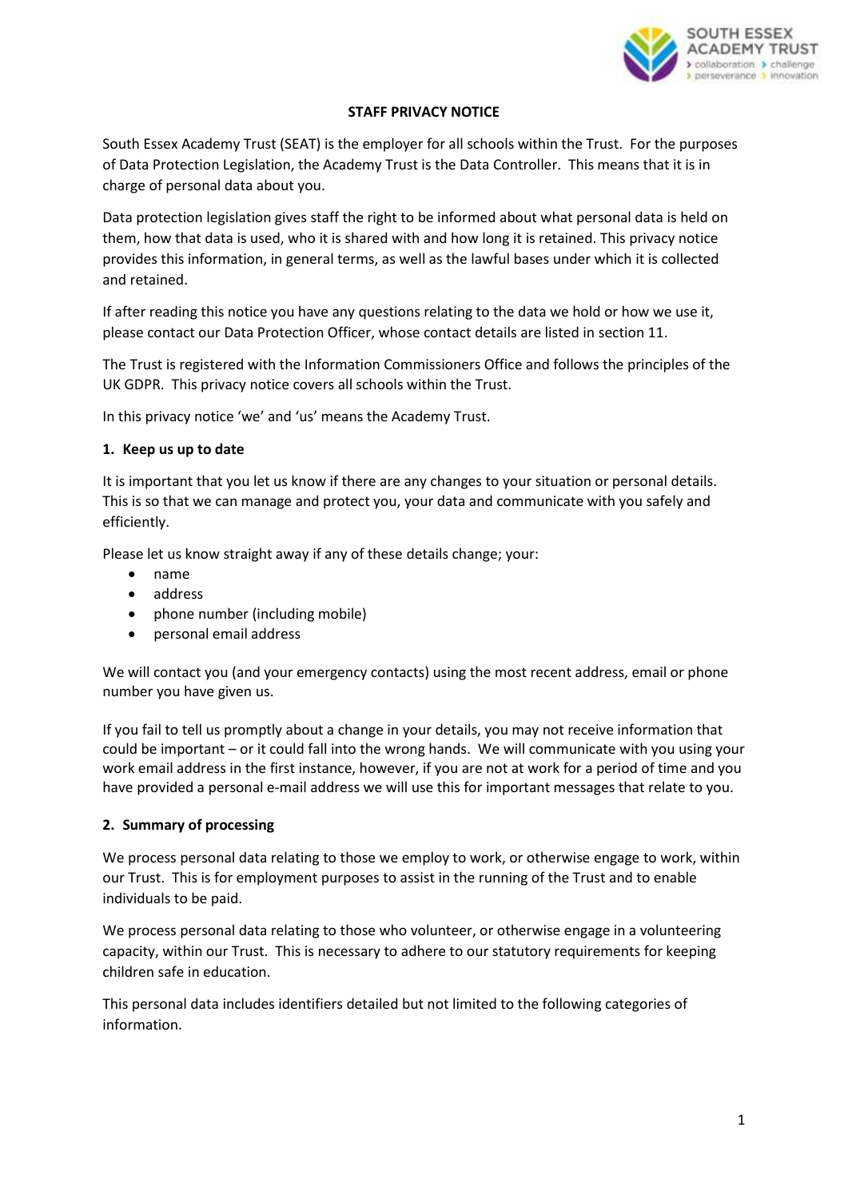# STAFF PRIVACY NOTICE

South Essex Academy Trust (SEAT) is the employer for all schools within the Trust. For the purposes of Data Protection Legislation, the Academy Trust is the Data Controller. This means that it is in charge of personal data about you.

Data protection legislation gives staff the right to be informed about what personal data is held on them, how that data is used, who it is shared with and how long it is retained. This privacy notice provides this information, in general terms, as well as the lawful bases under which it is collected and retained.

If after reading this notice you have any questions relating to the data we hold or how we use it, please contact our Data Protection Officer, whose contact details are listed in section 11.

The Trust is registered with the Information Commissioners Office and follows the principles of the UK GDPR. This privacy notice covers all schools within the Trust.

In this privacy notice 'we' and 'us' means the Academy Trust.

## 1. Keep us up to date

It is important that you let us know if there are any changes to your situation or personal details. This is so that we can manage and protect you, your data and communicate with you safely and efficiently.

Please let us know straight away if any of these details change; your:

- name
- address
- phone number (including mobile)
- personal email address

We will contact you (and your emergency contacts) using the most recent address, email or phone number you have given us.

If you fail to tell us promptly about a change in your details, you may not receive information that could be important – or it could fall into the wrong hands. We will communicate with you using your work email address in the first instance, however, if you are not at work for a period of time and you have provided a personal e-mail address we will use this for important messages that relate to you.

## 2. Summary of processing

We process personal data relating to those we employ to work, or otherwise engage to work, within our Trust. This is for employment purposes to assist in the running of the Trust and to enable individuals to be paid.

We process personal data relating to those who volunteer, or otherwise engage in a volunteering capacity, within our Trust. This is necessary to adhere to our statutory requirements for keeping children safe in education.

This personal data includes identifiers detailed but not limited to the following categories of information.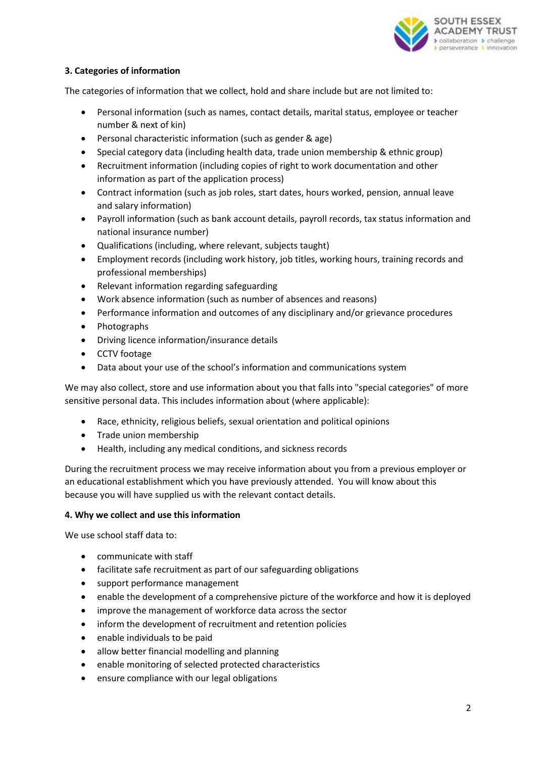### 3. Categories of information

The categories of information that we collect, hold and share include but are not limited to:

- Personal information (such as names, contact details, marital status, employee or teacher number & next of kin)
- Personal characteristic information (such as gender & age)
- Special category data (including health data, trade union membership & ethnic group)
- Recruitment information (including copies of right to work documentation and other information as part of the application process)
- Contract information (such as job roles, start dates, hours worked, pension, annual leave and salary information)
- Payroll information (such as bank account details, payroll records, tax status information and national insurance number)
- Qualifications (including, where relevant, subjects taught)
- Employment records (including work history, job titles, working hours, training records and professional memberships)
- Relevant information regarding safeguarding
- Work absence information (such as number of absences and reasons)
- Performance information and outcomes of any disciplinary and/or grievance procedures
- Photographs
- Driving licence information/insurance details
- CCTV footage
- Data about your use of the school's information and communications system

We may also collect, store and use information about you that falls into "special categories" of more sensitive personal data. This includes information about (where applicable):

- Race, ethnicity, religious beliefs, sexual orientation and political opinions
- Trade union membership
- Health, including any medical conditions, and sickness records

During the recruitment process we may receive information about you from a previous employer or an educational establishment which you have previously attended. You will know about this because you will have supplied us with the relevant contact details.

### 4. Why we collect and use this information

We use school staff data to:

- communicate with staff
- facilitate safe recruitment as part of our safeguarding obligations
- support performance management
- enable the development of a comprehensive picture of the workforce and how it is deployed
- improve the management of workforce data across the sector
- inform the development of recruitment and retention policies
- enable individuals to be paid
- allow better financial modelling and planning
- enable monitoring of selected protected characteristics
- ensure compliance with our legal obligations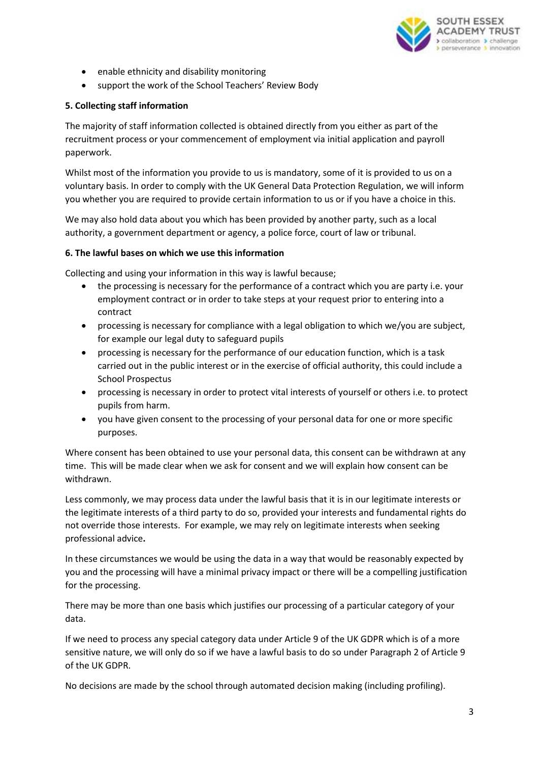- enable ethnicity and disability monitoring
- support the work of the School Teachers' Review Body

**5. Collecting staff information**

The majority of staff information collected is obtained directly from you either as part of the recruitment process or your commencement of employment via initial application and payroll paperwork.

Whilst most of the information you provide to us is mandatory, some of it is provided to us on a voluntary basis. In order to comply with the UK General Data Protection Regulation, we will inform you whether you are required to provide certain information to us or if you have a choice in this.

We may also hold data about you which has been provided by another party, such as a local authority, a government department or agency, a police force, court of law or tribunal.

**6. The lawful bases on which we use this information**

Collecting and using your information in this way is lawful because;

- the processing is necessary for the performance of a contract which you are party i.e. your employment contract or in order to take steps at your request prior to entering into a contract
- processing is necessary for compliance with a legal obligation to which we/you are subject, for example our legal duty to safeguard pupils
- processing is necessary for the performance of our education function, which is a task carried out in the public interest or in the exercise of official authority, this could include a School Prospectus
- processing is necessary in order to protect vital interests of yourself or others i.e. to protect pupils from harm.
- you have given consent to the processing of your personal data for one or more specific purposes.

Where consent has been obtained to use your personal data, this consent can be withdrawn at any time. This will be made clear when we ask for consent and we will explain how consent can be withdrawn.

Less commonly, we may process data under the lawful basis that it is in our legitimate interests or the legitimate interests of a third party to do so, provided your interests and fundamental rights do not override those interests. For example, we may rely on legitimate interests when seeking professional advice**.**

In these circumstances we would be using the data in a way that would be reasonably expected by you and the processing will have a minimal privacy impact or there will be a compelling justification for the processing.

There may be more than one basis which justifies our processing of a particular category of your data.

If we need to process any special category data under Article 9 of the UK GDPR which is of a more sensitive nature, we will only do so if we have a lawful basis to do so under Paragraph 2 of Article 9 of the UK GDPR.

No decisions are made by the school through automated decision making (including profiling).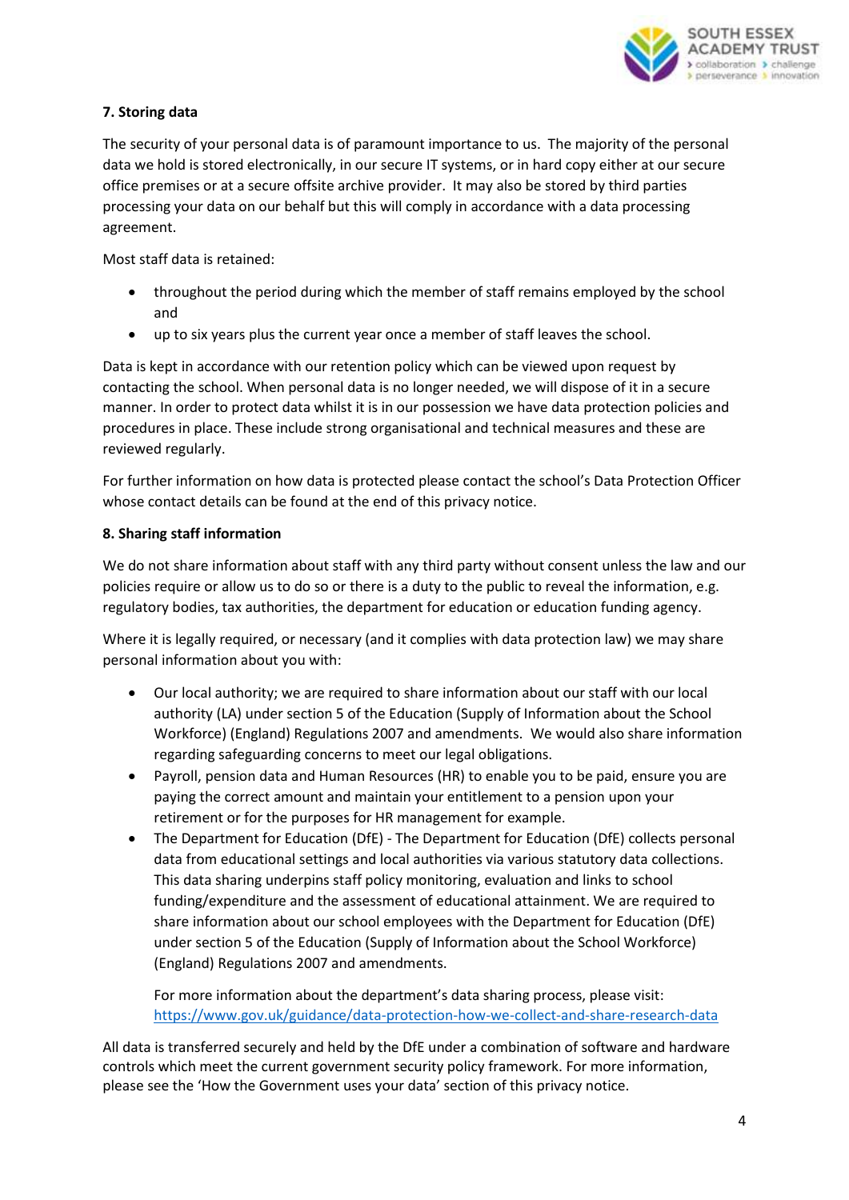**7. Storing data**

The security of your personal data is of paramount importance to us. The majority of the personal data we hold is stored electronically, in our secure IT systems, or in hard copy either at our secure office premises or at a secure offsite archive provider. It may also be stored by third parties processing your data on our behalf but this will comply in accordance with a data processing agreement.

Most staff data is retained:

- throughout the period during which the member of staff remains employed by the school and
- up to six years plus the current year once a member of staff leaves the school.

Data is kept in accordance with our retention policy which can be viewed upon request by contacting the school. When personal data is no longer needed, we will dispose of it in a secure manner. In order to protect data whilst it is in our possession we have data protection policies and procedures in place. These include strong organisational and technical measures and these are reviewed regularly.

For further information on how data is protected please contact the school's Data Protection Officer whose contact details can be found at the end of this privacy notice.

**8. Sharing staff information**

We do not share information about staff with any third party without consent unless the law and our policies require or allow us to do so or there is a duty to the public to reveal the information, e.g. regulatory bodies, tax authorities, the department for education or education funding agency.

Where it is legally required, or necessary (and it complies with data protection law) we may share personal information about you with:

- Our local authority; we are required to share information about our staff with our local authority (LA) under section 5 of the Education (Supply of Information about the School Workforce) (England) Regulations 2007 and amendments. We would also share information regarding safeguarding concerns to meet our legal obligations.
- Payroll, pension data and Human Resources (HR) to enable you to be paid, ensure you are paying the correct amount and maintain your entitlement to a pension upon your retirement or for the purposes for HR management for example.
- The Department for Education (DfE) - The Department for Education (DfE) collects personal data from educational settings and local authorities via various statutory data collections. This data sharing underpins staff policy monitoring, evaluation and links to school funding/expenditure and the assessment of educational attainment. We are required to share information about our school employees with the Department for Education (DfE) under section 5 of the Education (Supply of Information about the School Workforce) (England) Regulations 2007 and amendments.

  For more information about the department's data sharing process, please visit: https://www.gov.uk/guidance/data-protection-how-we-collect-and-share-research-data

All data is transferred securely and held by the DfE under a combination of software and hardware controls which meet the current government security policy framework. For more information, please see the 'How the Government uses your data' section of this privacy notice.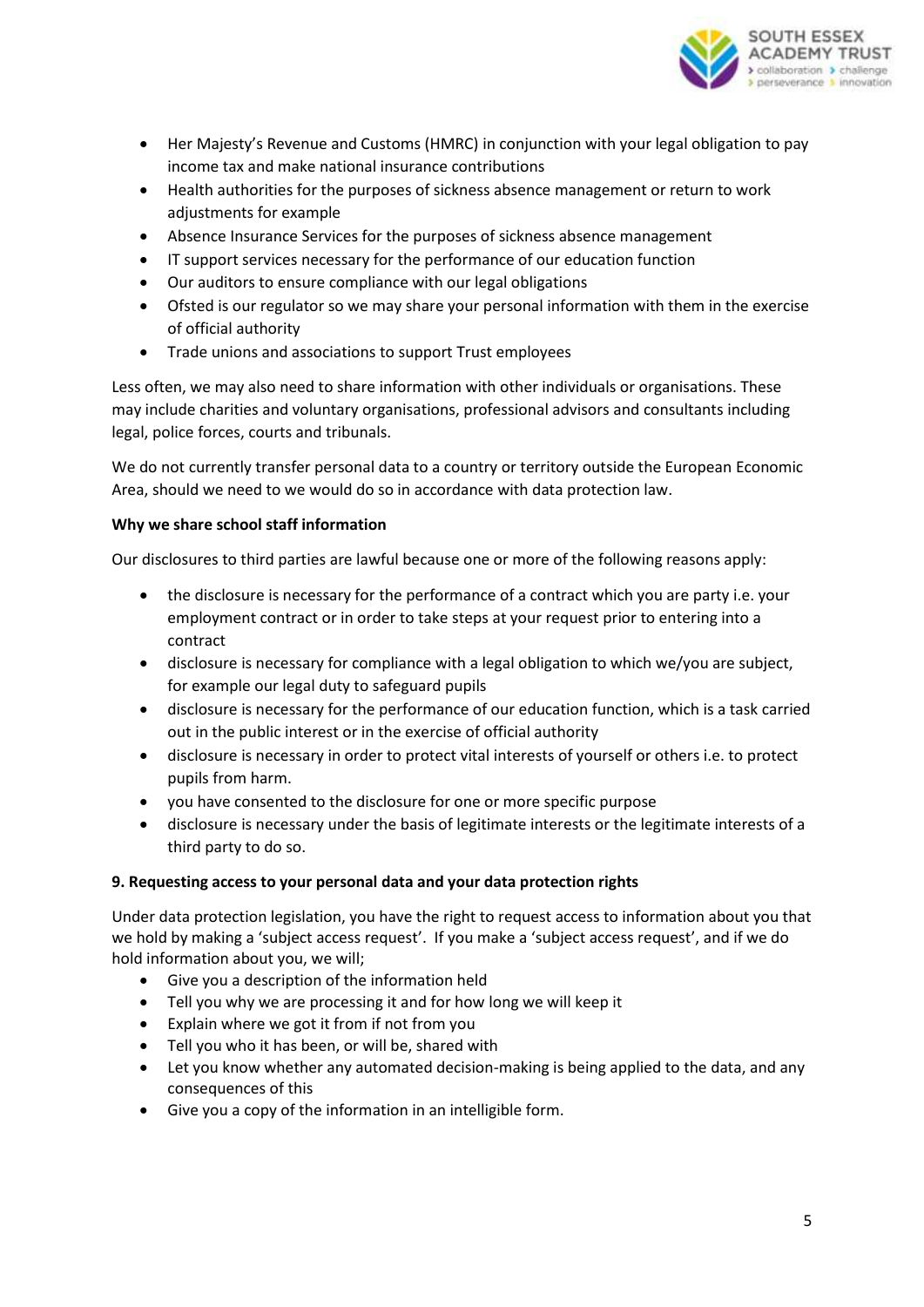- Her Majesty's Revenue and Customs (HMRC) in conjunction with your legal obligation to pay income tax and make national insurance contributions
- Health authorities for the purposes of sickness absence management or return to work adjustments for example
- Absence Insurance Services for the purposes of sickness absence management
- IT support services necessary for the performance of our education function
- Our auditors to ensure compliance with our legal obligations
- Ofsted is our regulator so we may share your personal information with them in the exercise of official authority
- Trade unions and associations to support Trust employees

Less often, we may also need to share information with other individuals or organisations. These may include charities and voluntary organisations, professional advisors and consultants including legal, police forces, courts and tribunals.

We do not currently transfer personal data to a country or territory outside the European Economic Area, should we need to we would do so in accordance with data protection law.

**Why we share school staff information**

Our disclosures to third parties are lawful because one or more of the following reasons apply:

- the disclosure is necessary for the performance of a contract which you are party i.e. your employment contract or in order to take steps at your request prior to entering into a contract
- disclosure is necessary for compliance with a legal obligation to which we/you are subject, for example our legal duty to safeguard pupils
- disclosure is necessary for the performance of our education function, which is a task carried out in the public interest or in the exercise of official authority
- disclosure is necessary in order to protect vital interests of yourself or others i.e. to protect pupils from harm.
- you have consented to the disclosure for one or more specific purpose
- disclosure is necessary under the basis of legitimate interests or the legitimate interests of a third party to do so.

**9. Requesting access to your personal data and your data protection rights**

Under data protection legislation, you have the right to request access to information about you that we hold by making a 'subject access request'. If you make a 'subject access request', and if we do hold information about you, we will;

- Give you a description of the information held
- Tell you why we are processing it and for how long we will keep it
- Explain where we got it from if not from you
- Tell you who it has been, or will be, shared with
- Let you know whether any automated decision-making is being applied to the data, and any consequences of this
- Give you a copy of the information in an intelligible form.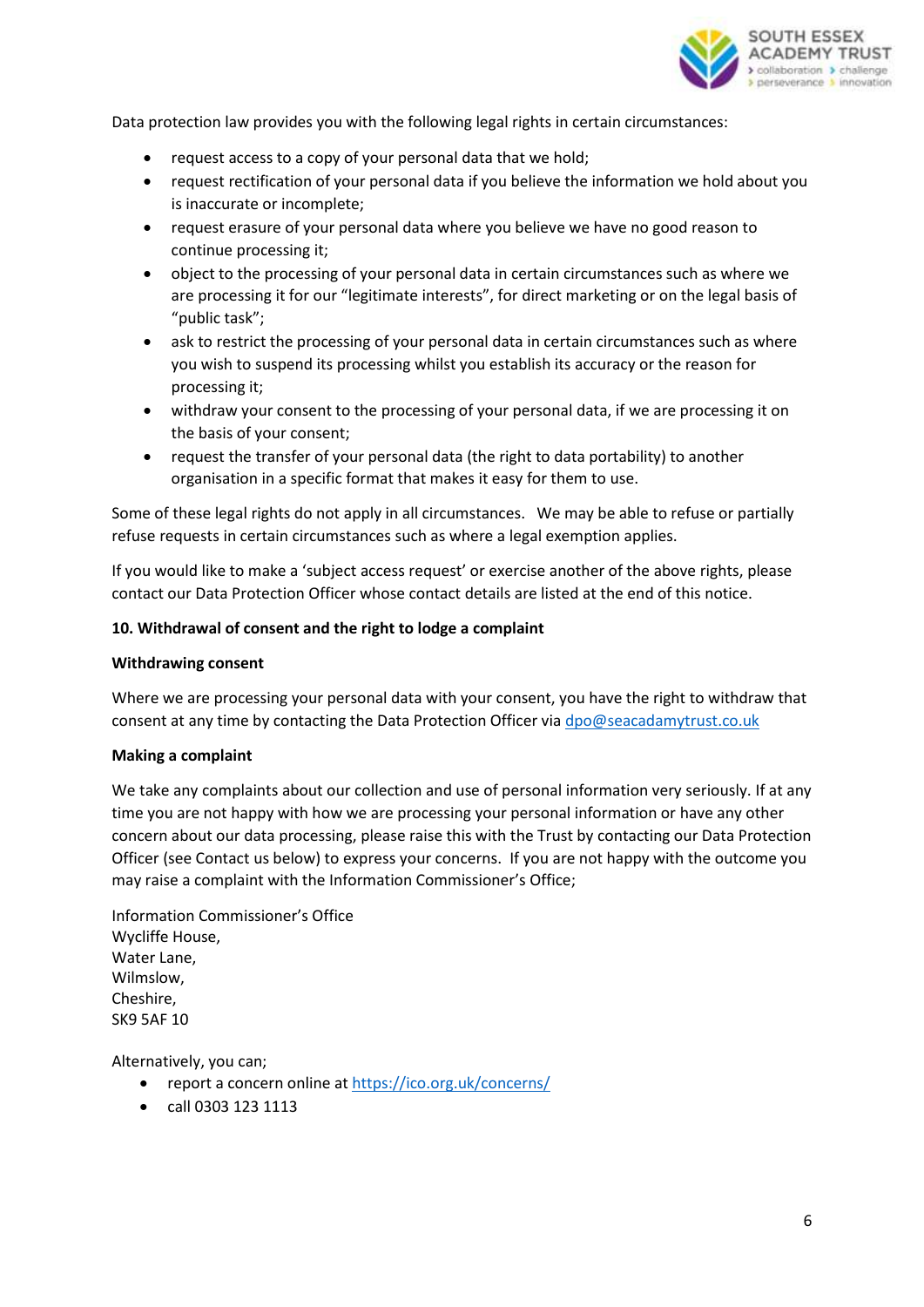Data protection law provides you with the following legal rights in certain circumstances:

- request access to a copy of your personal data that we hold;
- request rectification of your personal data if you believe the information we hold about you is inaccurate or incomplete;
- request erasure of your personal data where you believe we have no good reason to continue processing it;
- object to the processing of your personal data in certain circumstances such as where we are processing it for our "legitimate interests", for direct marketing or on the legal basis of "public task";
- ask to restrict the processing of your personal data in certain circumstances such as where you wish to suspend its processing whilst you establish its accuracy or the reason for processing it;
- withdraw your consent to the processing of your personal data, if we are processing it on the basis of your consent;
- request the transfer of your personal data (the right to data portability) to another organisation in a specific format that makes it easy for them to use.

Some of these legal rights do not apply in all circumstances. We may be able to refuse or partially refuse requests in certain circumstances such as where a legal exemption applies.

If you would like to make a 'subject access request' or exercise another of the above rights, please contact our Data Protection Officer whose contact details are listed at the end of this notice.

**10. Withdrawal of consent and the right to lodge a complaint**

**Withdrawing consent**

Where we are processing your personal data with your consent, you have the right to withdraw that consent at any time by contacting the Data Protection Officer via dpo@seacadamytrust.co.uk

**Making a complaint**

We take any complaints about our collection and use of personal information very seriously. If at any time you are not happy with how we are processing your personal information or have any other concern about our data processing, please raise this with the Trust by contacting our Data Protection Officer (see Contact us below) to express your concerns. If you are not happy with the outcome you may raise a complaint with the Information Commissioner's Office;

Information Commissioner's Office
Wycliffe House,
Water Lane,
Wilmslow,
Cheshire,
SK9 5AF 10

Alternatively, you can;

- report a concern online at https://ico.org.uk/concerns/
- call 0303 123 1113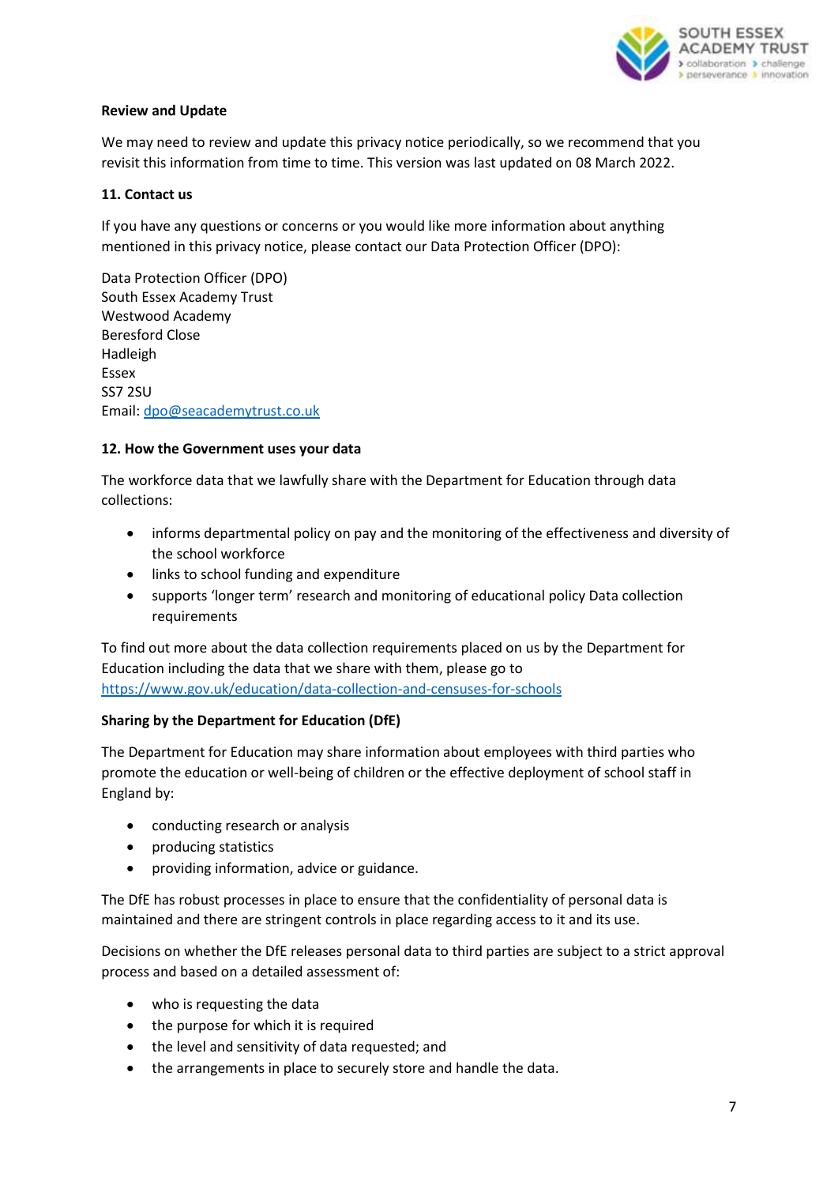**Review and Update**

We may need to review and update this privacy notice periodically, so we recommend that you revisit this information from time to time. This version was last updated on 08 March 2022.

**11. Contact us**

If you have any questions or concerns or you would like more information about anything mentioned in this privacy notice, please contact our Data Protection Officer (DPO):

Data Protection Officer (DPO)
South Essex Academy Trust
Westwood Academy
Beresford Close
Hadleigh
Essex
SS7 2SU
Email: dpo@seacademytrust.co.uk

**12. How the Government uses your data**

The workforce data that we lawfully share with the Department for Education through data collections:

- informs departmental policy on pay and the monitoring of the effectiveness and diversity of the school workforce
- links to school funding and expenditure
- supports 'longer term' research and monitoring of educational policy Data collection requirements

To find out more about the data collection requirements placed on us by the Department for Education including the data that we share with them, please go to https://www.gov.uk/education/data-collection-and-censuses-for-schools

**Sharing by the Department for Education (DfE)**

The Department for Education may share information about employees with third parties who promote the education or well-being of children or the effective deployment of school staff in England by:

- conducting research or analysis
- producing statistics
- providing information, advice or guidance.

The DfE has robust processes in place to ensure that the confidentiality of personal data is maintained and there are stringent controls in place regarding access to it and its use.

Decisions on whether the DfE releases personal data to third parties are subject to a strict approval process and based on a detailed assessment of:

- who is requesting the data
- the purpose for which it is required
- the level and sensitivity of data requested; and
- the arrangements in place to securely store and handle the data.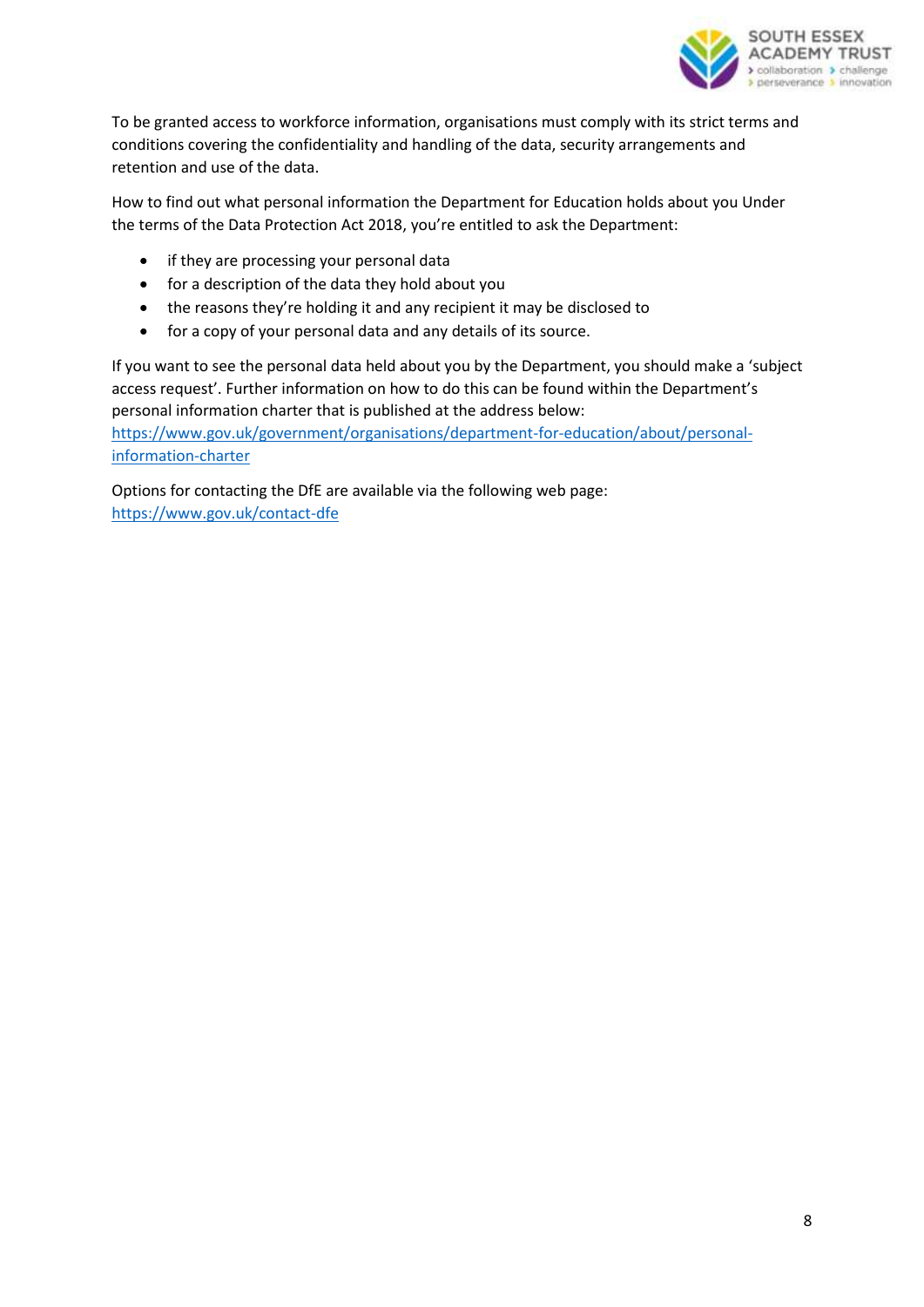To be granted access to workforce information, organisations must comply with its strict terms and conditions covering the confidentiality and handling of the data, security arrangements and retention and use of the data.

How to find out what personal information the Department for Education holds about you Under the terms of the Data Protection Act 2018, you're entitled to ask the Department:

- if they are processing your personal data
- for a description of the data they hold about you
- the reasons they're holding it and any recipient it may be disclosed to
- for a copy of your personal data and any details of its source.

If you want to see the personal data held about you by the Department, you should make a 'subject access request'. Further information on how to do this can be found within the Department's personal information charter that is published at the address below:
https://www.gov.uk/government/organisations/department-for-education/about/personal-information-charter

Options for contacting the DfE are available via the following web page:
https://www.gov.uk/contact-dfe